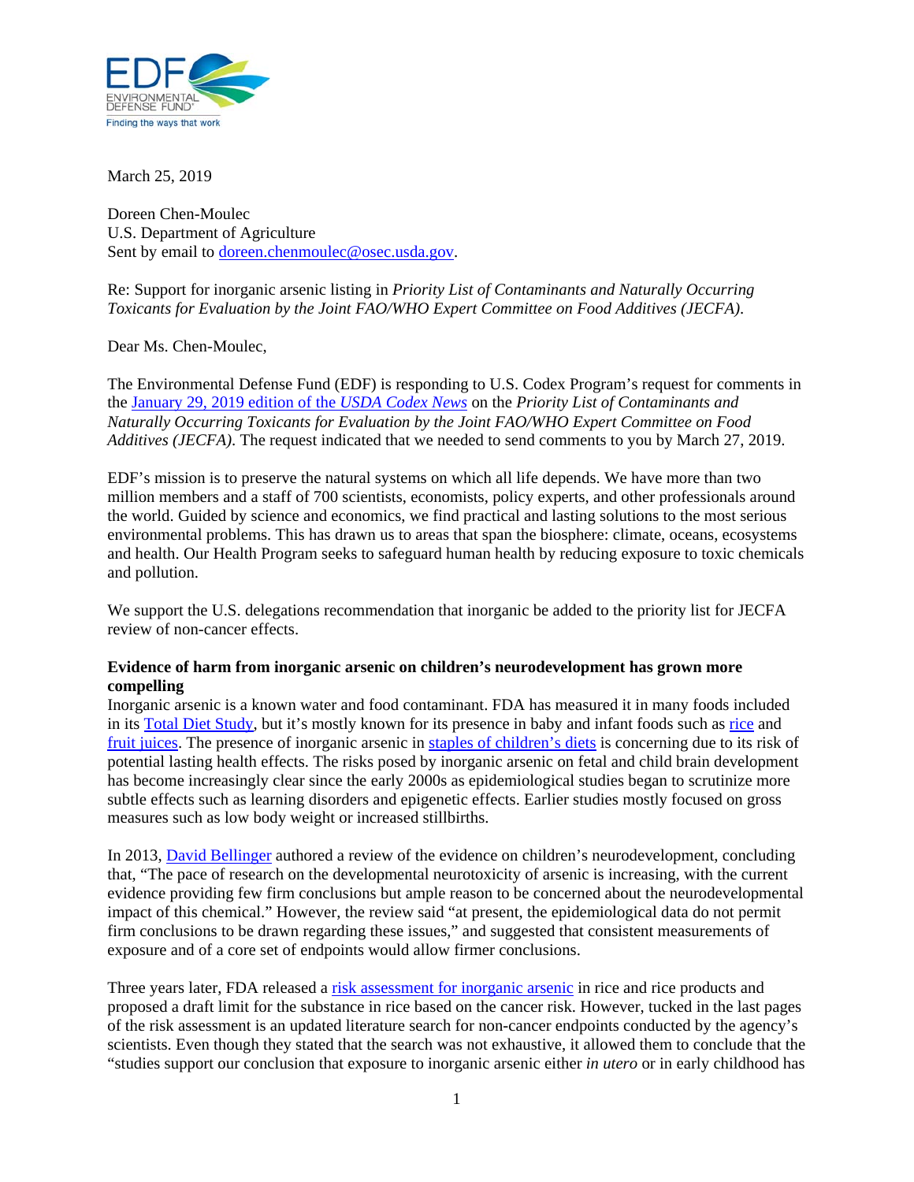March 25, 2019

Doreen Chen-Moulec
U.S. Department of Agriculture
Sent by email to doreen.chenmoulec@osec.usda.gov.

Re: Support for inorganic arsenic listing in *Priority List of Contaminants and Naturally Occurring Toxicants for Evaluation by the Joint FAO/WHO Expert Committee on Food Additives (JECFA).*

Dear Ms. Chen-Moulec,

The Environmental Defense Fund (EDF) is responding to U.S. Codex Program's request for comments in the January 29, 2019 edition of the *USDA Codex News* on the *Priority List of Contaminants and Naturally Occurring Toxicants for Evaluation by the Joint FAO/WHO Expert Committee on Food Additives (JECFA).* The request indicated that we needed to send comments to you by March 27, 2019.

EDF's mission is to preserve the natural systems on which all life depends. We have more than two million members and a staff of 700 scientists, economists, policy experts, and other professionals around the world. Guided by science and economics, we find practical and lasting solutions to the most serious environmental problems. This has drawn us to areas that span the biosphere: climate, oceans, ecosystems and health. Our Health Program seeks to safeguard human health by reducing exposure to toxic chemicals and pollution.

We support the U.S. delegations recommendation that inorganic be added to the priority list for JECFA review of non-cancer effects.

**Evidence of harm from inorganic arsenic on children's neurodevelopment has grown more compelling**

Inorganic arsenic is a known water and food contaminant. FDA has measured it in many foods included in its Total Diet Study, but it's mostly known for its presence in baby and infant foods such as rice and fruit juices. The presence of inorganic arsenic in staples of children's diets is concerning due to its risk of potential lasting health effects. The risks posed by inorganic arsenic on fetal and child brain development has become increasingly clear since the early 2000s as epidemiological studies began to scrutinize more subtle effects such as learning disorders and epigenetic effects. Earlier studies mostly focused on gross measures such as low body weight or increased stillbirths.

In 2013, David Bellinger authored a review of the evidence on children's neurodevelopment, concluding that, "The pace of research on the developmental neurotoxicity of arsenic is increasing, with the current evidence providing few firm conclusions but ample reason to be concerned about the neurodevelopmental impact of this chemical." However, the review said "at present, the epidemiological data do not permit firm conclusions to be drawn regarding these issues," and suggested that consistent measurements of exposure and of a core set of endpoints would allow firmer conclusions.

Three years later, FDA released a risk assessment for inorganic arsenic in rice and rice products and proposed a draft limit for the substance in rice based on the cancer risk. However, tucked in the last pages of the risk assessment is an updated literature search for non-cancer endpoints conducted by the agency's scientists. Even though they stated that the search was not exhaustive, it allowed them to conclude that the "studies support our conclusion that exposure to inorganic arsenic either *in utero* or in early childhood has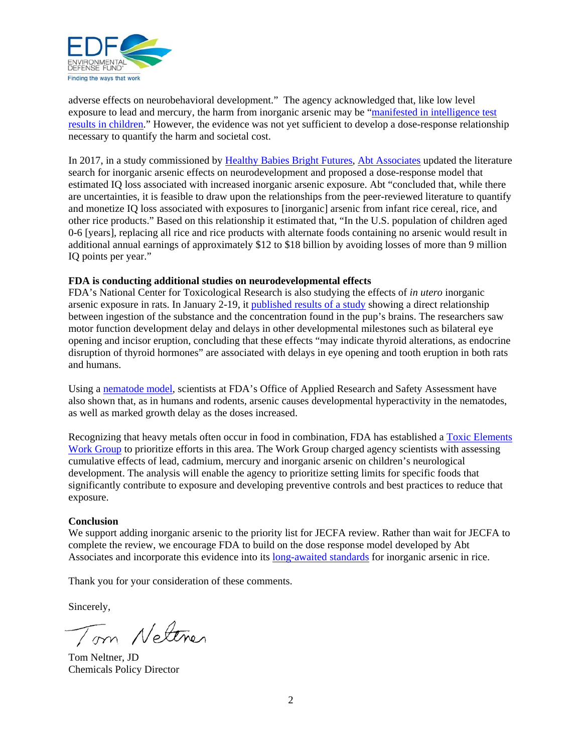adverse effects on neurobehavioral development." The agency acknowledged that, like low level exposure to lead and mercury, the harm from inorganic arsenic may be "manifested in intelligence test results in children." However, the evidence was not yet sufficient to develop a dose-response relationship necessary to quantify the harm and societal cost.

In 2017, in a study commissioned by Healthy Babies Bright Futures, Abt Associates updated the literature search for inorganic arsenic effects on neurodevelopment and proposed a dose-response model that estimated IQ loss associated with increased inorganic arsenic exposure. Abt "concluded that, while there are uncertainties, it is feasible to draw upon the relationships from the peer-reviewed literature to quantify and monetize IQ loss associated with exposures to [inorganic] arsenic from infant rice cereal, rice, and other rice products." Based on this relationship it estimated that, "In the U.S. population of children aged 0-6 [years], replacing all rice and rice products with alternate foods containing no arsenic would result in additional annual earnings of approximately $12 to $18 billion by avoiding losses of more than 9 million IQ points per year."

**FDA is conducting additional studies on neurodevelopmental effects**
FDA's National Center for Toxicological Research is also studying the effects of *in utero* inorganic arsenic exposure in rats. In January 2-19, it published results of a study showing a direct relationship between ingestion of the substance and the concentration found in the pup's brains. The researchers saw motor function development delay and delays in other developmental milestones such as bilateral eye opening and incisor eruption, concluding that these effects "may indicate thyroid alterations, as endocrine disruption of thyroid hormones" are associated with delays in eye opening and tooth eruption in both rats and humans.

Using a nematode model, scientists at FDA's Office of Applied Research and Safety Assessment have also shown that, as in humans and rodents, arsenic causes developmental hyperactivity in the nematodes, as well as marked growth delay as the doses increased.

Recognizing that heavy metals often occur in food in combination, FDA has established a Toxic Elements Work Group to prioritize efforts in this area. The Work Group charged agency scientists with assessing cumulative effects of lead, cadmium, mercury and inorganic arsenic on children's neurological development. The analysis will enable the agency to prioritize setting limits for specific foods that significantly contribute to exposure and developing preventive controls and best practices to reduce that exposure.

**Conclusion**
We support adding inorganic arsenic to the priority list for JECFA review. Rather than wait for JECFA to complete the review, we encourage FDA to build on the dose response model developed by Abt Associates and incorporate this evidence into its long-awaited standards for inorganic arsenic in rice.

Thank you for your consideration of these comments.

Sincerely,

Tom Neltner

Tom Neltner, JD
Chemicals Policy Director